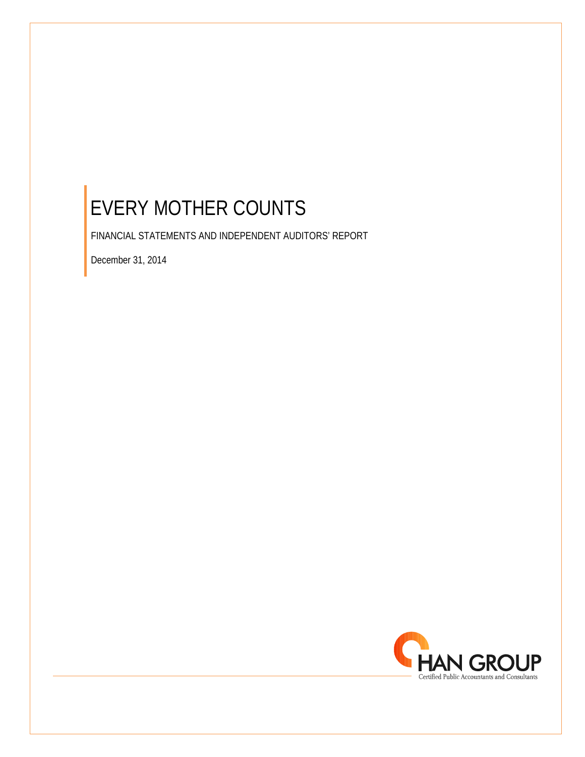# EVERY MOTHER COUNTS

FINANCIAL STATEMENTS AND INDEPENDENT AUDITORS' REPORT

December 31, 2014

HAN GROUP

Certified Public Accountants and Consultants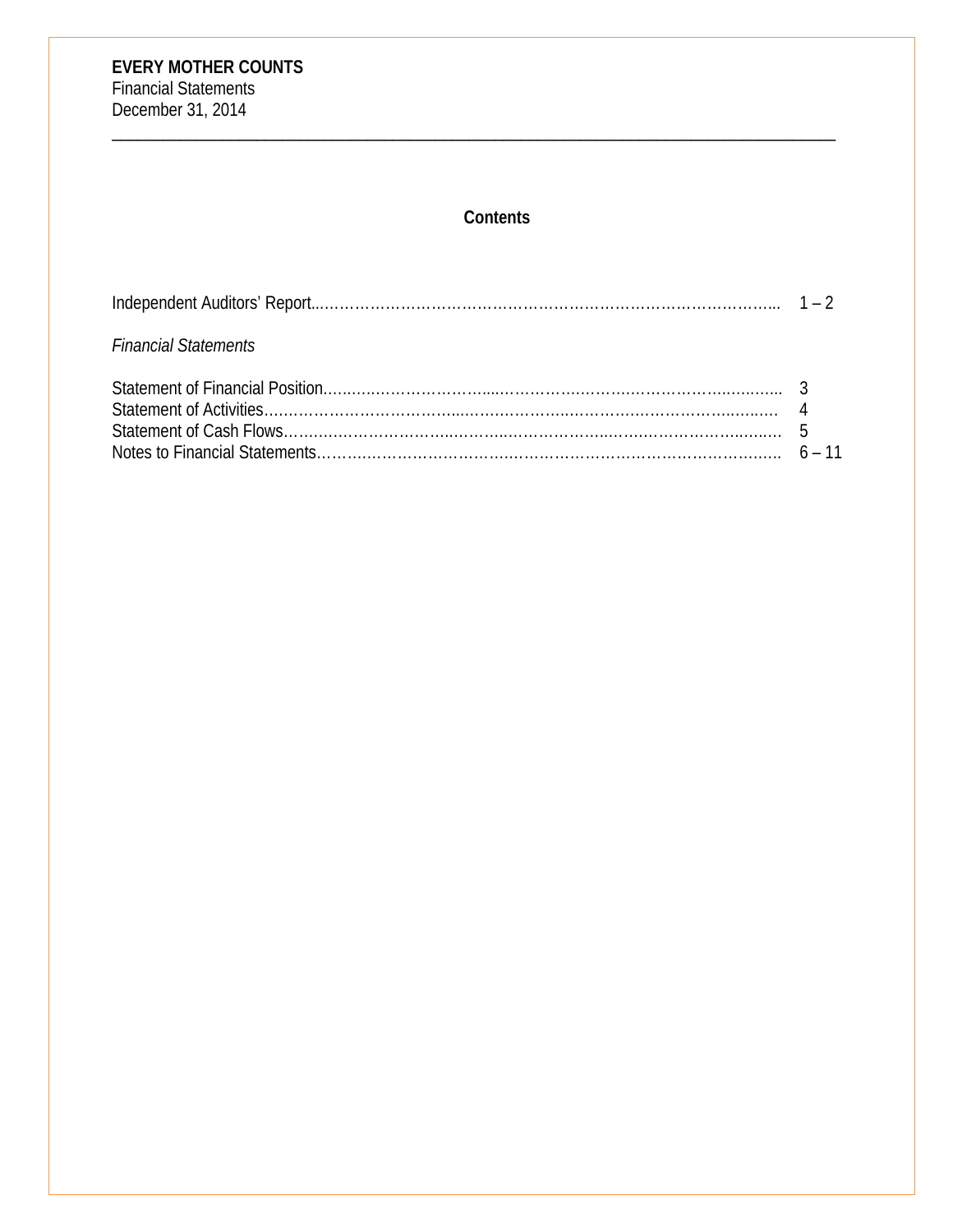**EVERY MOTHER COUNTS**
Financial Statements
December 31, 2014

---

## Contents

| | |
|---|---|
| Independent Auditors' Report | 1 – 2 |
| *Financial Statements* | |
| Statement of Financial Position | 3 |
| Statement of Activities | 4 |
| Statement of Cash Flows | 5 |
| Notes to Financial Statements | 6 – 11 |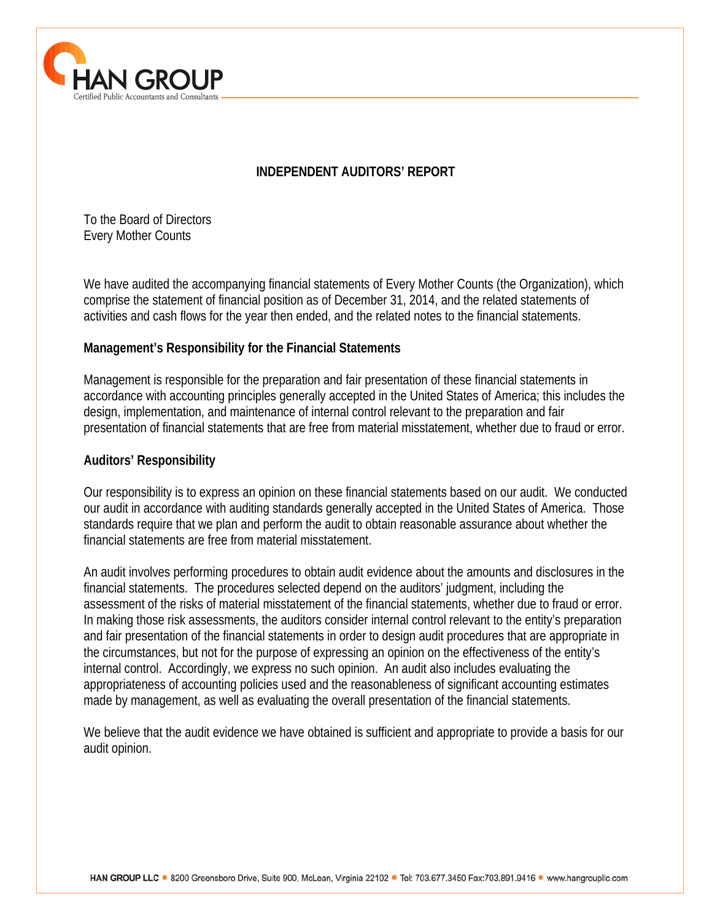HAN GROUP

Certified Public Accountants and Consultants

## INDEPENDENT AUDITORS' REPORT

To the Board of Directors
Every Mother Counts

We have audited the accompanying financial statements of Every Mother Counts (the Organization), which comprise the statement of financial position as of December 31, 2014, and the related statements of activities and cash flows for the year then ended, and the related notes to the financial statements.

### Management's Responsibility for the Financial Statements

Management is responsible for the preparation and fair presentation of these financial statements in accordance with accounting principles generally accepted in the United States of America; this includes the design, implementation, and maintenance of internal control relevant to the preparation and fair presentation of financial statements that are free from material misstatement, whether due to fraud or error.

### Auditors' Responsibility

Our responsibility is to express an opinion on these financial statements based on our audit. We conducted our audit in accordance with auditing standards generally accepted in the United States of America. Those standards require that we plan and perform the audit to obtain reasonable assurance about whether the financial statements are free from material misstatement.

An audit involves performing procedures to obtain audit evidence about the amounts and disclosures in the financial statements. The procedures selected depend on the auditors' judgment, including the assessment of the risks of material misstatement of the financial statements, whether due to fraud or error. In making those risk assessments, the auditors consider internal control relevant to the entity's preparation and fair presentation of the financial statements in order to design audit procedures that are appropriate in the circumstances, but not for the purpose of expressing an opinion on the effectiveness of the entity's internal control. Accordingly, we express no such opinion. An audit also includes evaluating the appropriateness of accounting policies used and the reasonableness of significant accounting estimates made by management, as well as evaluating the overall presentation of the financial statements.

We believe that the audit evidence we have obtained is sufficient and appropriate to provide a basis for our audit opinion.

HAN GROUP LLC • 8200 Greensboro Drive, Suite 900, McLean, Virginia 22102 • Tel: 703.677.3450 Fax:703.891.9416 • www.hangroupllc.com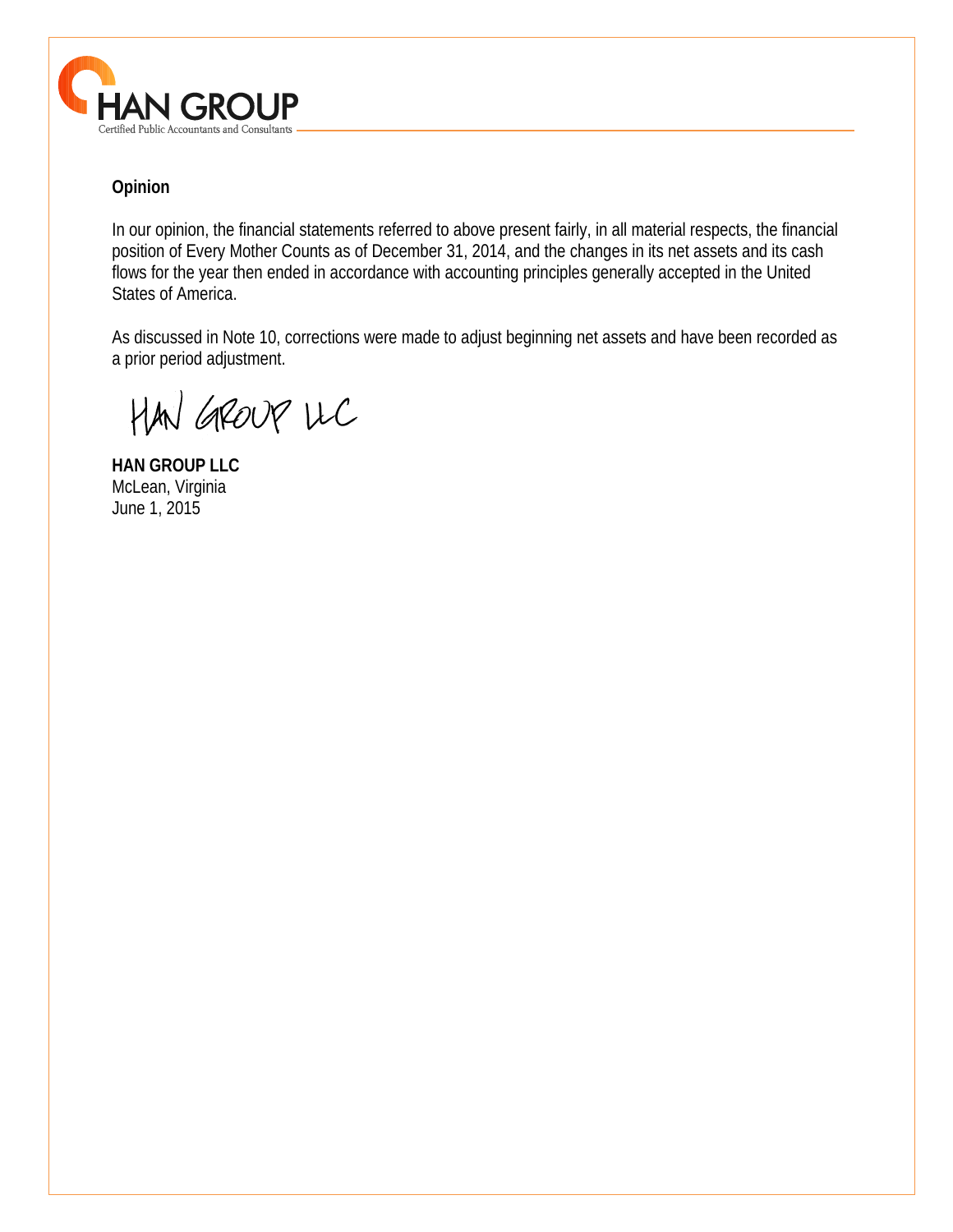**Opinion**

In our opinion, the financial statements referred to above present fairly, in all material respects, the financial position of Every Mother Counts as of December 31, 2014, and the changes in its net assets and its cash flows for the year then ended in accordance with accounting principles generally accepted in the United States of America.

As discussed in Note 10, corrections were made to adjust beginning net assets and have been recorded as a prior period adjustment.

HAN GROUP LLC

**HAN GROUP LLC**
McLean, Virginia
June 1, 2015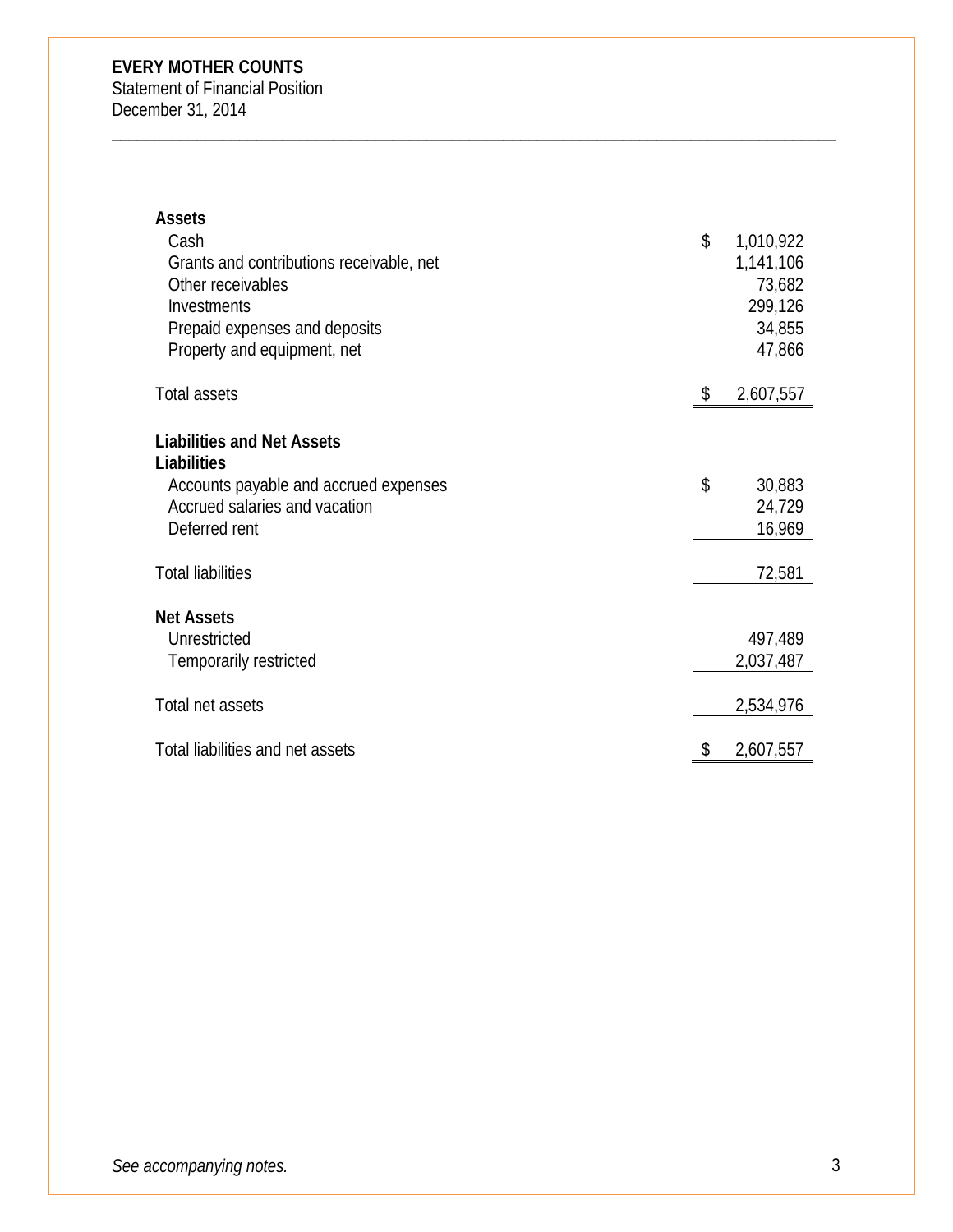**EVERY MOTHER COUNTS**
Statement of Financial Position
December 31, 2014

| | |
|---|---|
| **Assets** | |
| Cash | $ 1,010,922 |
| Grants and contributions receivable, net | 1,141,106 |
| Other receivables | 73,682 |
| Investments | 299,126 |
| Prepaid expenses and deposits | 34,855 |
| Property and equipment, net | 47,866 |
| Total assets | $ 2,607,557 |
| **Liabilities and Net Assets** | |
| **Liabilities** | |
| Accounts payable and accrued expenses | $ 30,883 |
| Accrued salaries and vacation | 24,729 |
| Deferred rent | 16,969 |
| Total liabilities | 72,581 |
| **Net Assets** | |
| Unrestricted | 497,489 |
| Temporarily restricted | 2,037,487 |
| Total net assets | 2,534,976 |
| Total liabilities and net assets | $ 2,607,557 |

*See accompanying notes.*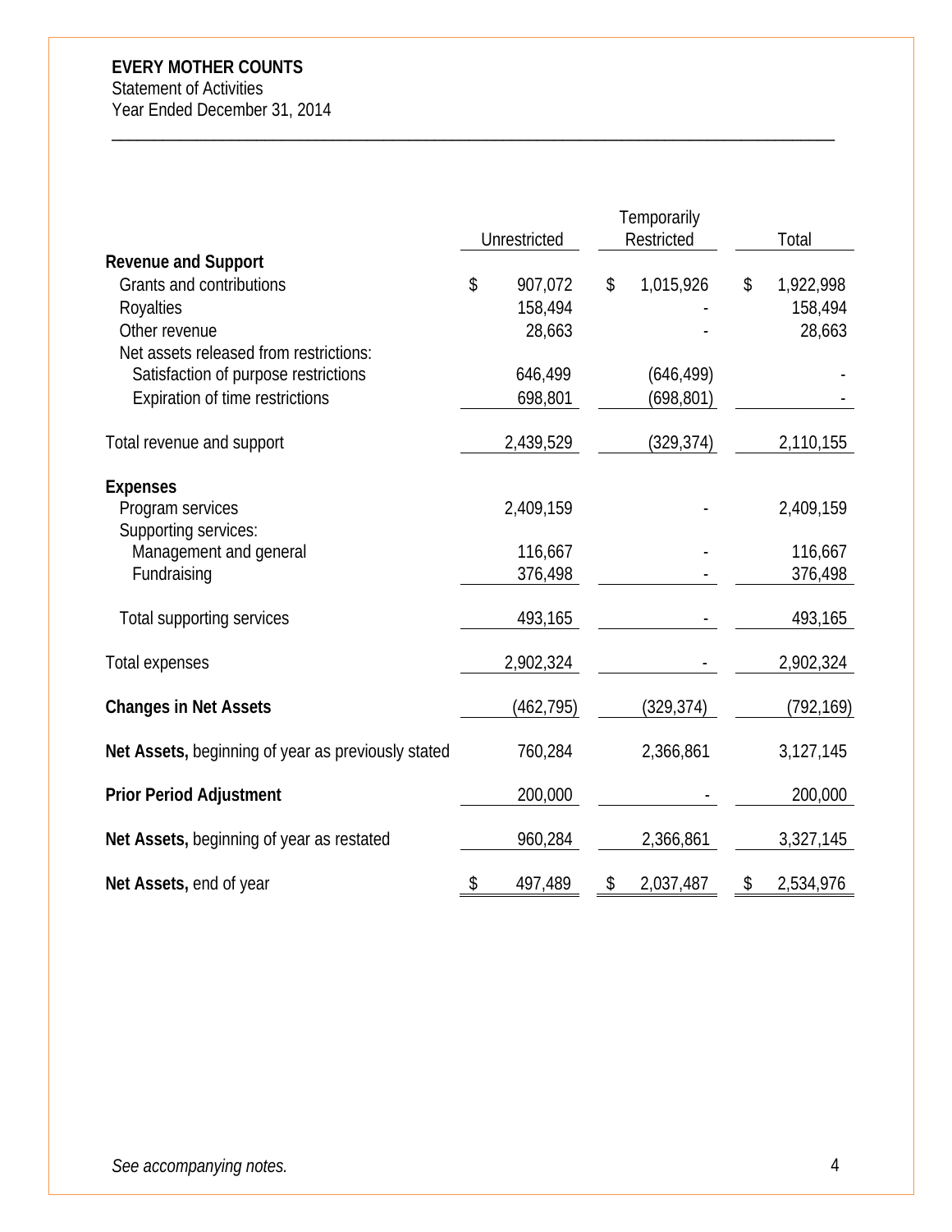**EVERY MOTHER COUNTS**
Statement of Activities
Year Ended December 31, 2014

| | Unrestricted | Temporarily Restricted | Total |
|---|---|---|---|
| **Revenue and Support** | | | |
| Grants and contributions | $ 907,072 | $ 1,015,926 | $ 1,922,998 |
| Royalties | 158,494 | - | 158,494 |
| Other revenue | 28,663 | - | 28,663 |
| Net assets released from restrictions: | | | |
| Satisfaction of purpose restrictions | 646,499 | (646,499) | - |
| Expiration of time restrictions | 698,801 | (698,801) | - |
| Total revenue and support | 2,439,529 | (329,374) | 2,110,155 |
| **Expenses** | | | |
| Program services | 2,409,159 | - | 2,409,159 |
| Supporting services: | | | |
| Management and general | 116,667 | - | 116,667 |
| Fundraising | 376,498 | - | 376,498 |
| Total supporting services | 493,165 | - | 493,165 |
| Total expenses | 2,902,324 | - | 2,902,324 |
| **Changes in Net Assets** | (462,795) | (329,374) | (792,169) |
| **Net Assets,** beginning of year as previously stated | 760,284 | 2,366,861 | 3,127,145 |
| **Prior Period Adjustment** | 200,000 | - | 200,000 |
| **Net Assets,** beginning of year as restated | 960,284 | 2,366,861 | 3,327,145 |
| **Net Assets,** end of year | $ 497,489 | $ 2,037,487 | $ 2,534,976 |

*See accompanying notes.*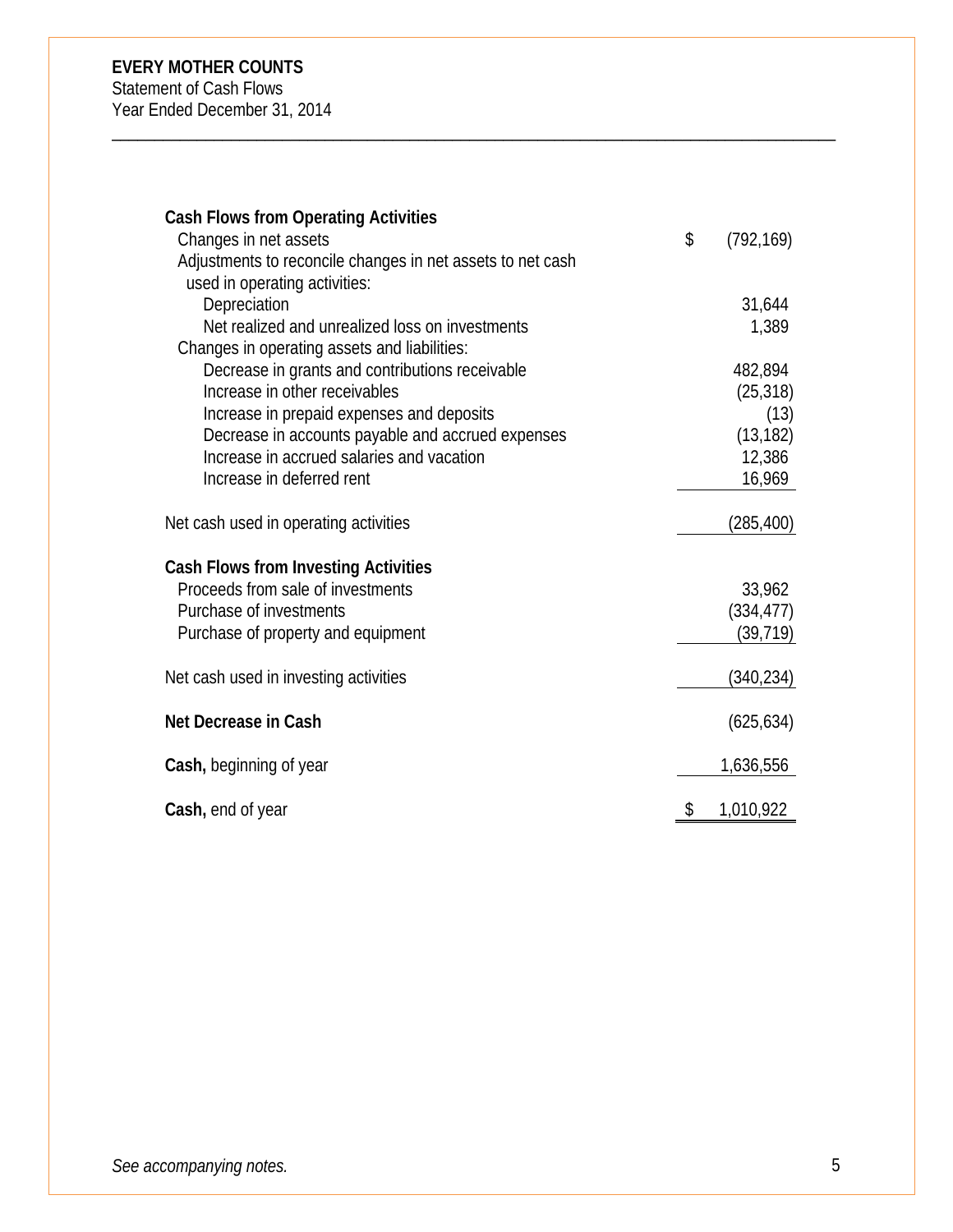**EVERY MOTHER COUNTS**
Statement of Cash Flows
Year Ended December 31, 2014

---

| | |
|---|---|
| **Cash Flows from Operating Activities** | |
| Changes in net assets | $ (792,169) |
| Adjustments to reconcile changes in net assets to net cash used in operating activities: | |
| Depreciation | 31,644 |
| Net realized and unrealized loss on investments | 1,389 |
| Changes in operating assets and liabilities: | |
| Decrease in grants and contributions receivable | 482,894 |
| Increase in other receivables | (25,318) |
| Increase in prepaid expenses and deposits | (13) |
| Decrease in accounts payable and accrued expenses | (13,182) |
| Increase in accrued salaries and vacation | 12,386 |
| Increase in deferred rent | 16,969 |
| Net cash used in operating activities | (285,400) |
| **Cash Flows from Investing Activities** | |
| Proceeds from sale of investments | 33,962 |
| Purchase of investments | (334,477) |
| Purchase of property and equipment | (39,719) |
| Net cash used in investing activities | (340,234) |
| **Net Decrease in Cash** | (625,634) |
| **Cash,** beginning of year | 1,636,556 |
| **Cash,** end of year | $ 1,010,922 |

*See accompanying notes.*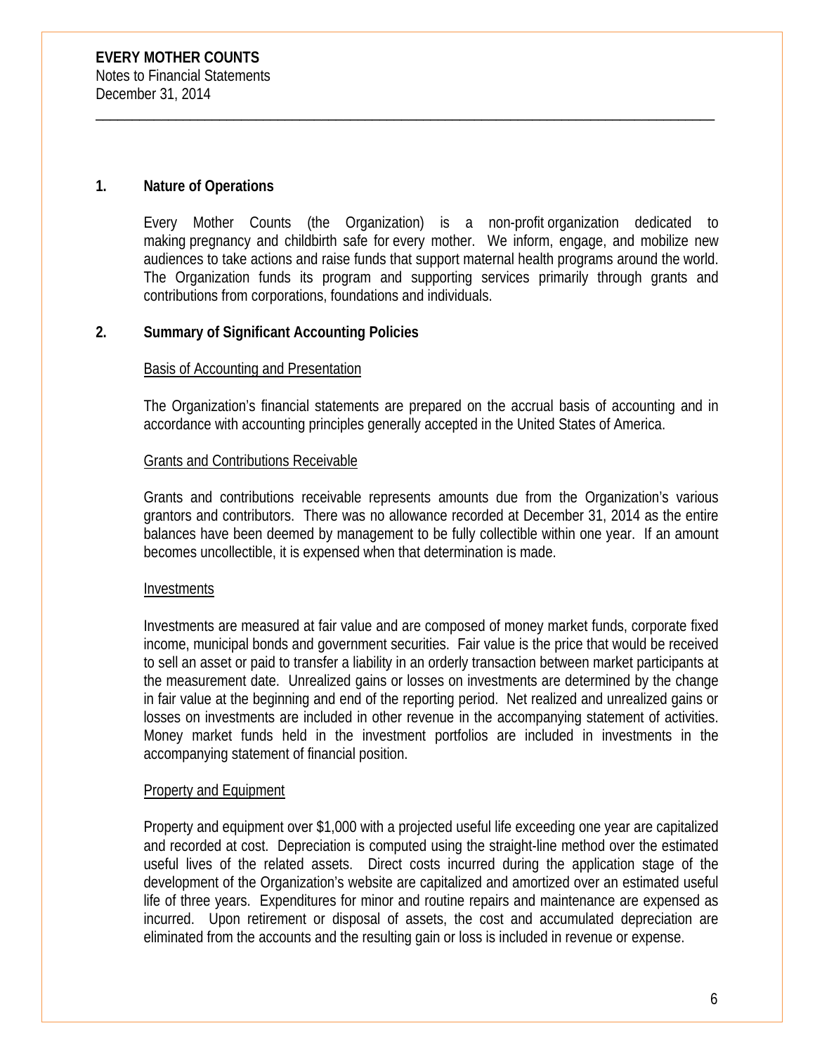**EVERY MOTHER COUNTS**
Notes to Financial Statements
December 31, 2014

## 1. Nature of Operations

Every Mother Counts (the Organization) is a non-profit organization dedicated to making pregnancy and childbirth safe for every mother. We inform, engage, and mobilize new audiences to take actions and raise funds that support maternal health programs around the world. The Organization funds its program and supporting services primarily through grants and contributions from corporations, foundations and individuals.

## 2. Summary of Significant Accounting Policies

Basis of Accounting and Presentation

The Organization's financial statements are prepared on the accrual basis of accounting and in accordance with accounting principles generally accepted in the United States of America.

Grants and Contributions Receivable

Grants and contributions receivable represents amounts due from the Organization's various grantors and contributors. There was no allowance recorded at December 31, 2014 as the entire balances have been deemed by management to be fully collectible within one year. If an amount becomes uncollectible, it is expensed when that determination is made.

Investments

Investments are measured at fair value and are composed of money market funds, corporate fixed income, municipal bonds and government securities. Fair value is the price that would be received to sell an asset or paid to transfer a liability in an orderly transaction between market participants at the measurement date. Unrealized gains or losses on investments are determined by the change in fair value at the beginning and end of the reporting period. Net realized and unrealized gains or losses on investments are included in other revenue in the accompanying statement of activities. Money market funds held in the investment portfolios are included in investments in the accompanying statement of financial position.

Property and Equipment

Property and equipment over $1,000 with a projected useful life exceeding one year are capitalized and recorded at cost. Depreciation is computed using the straight-line method over the estimated useful lives of the related assets. Direct costs incurred during the application stage of the development of the Organization's website are capitalized and amortized over an estimated useful life of three years. Expenditures for minor and routine repairs and maintenance are expensed as incurred. Upon retirement or disposal of assets, the cost and accumulated depreciation are eliminated from the accounts and the resulting gain or loss is included in revenue or expense.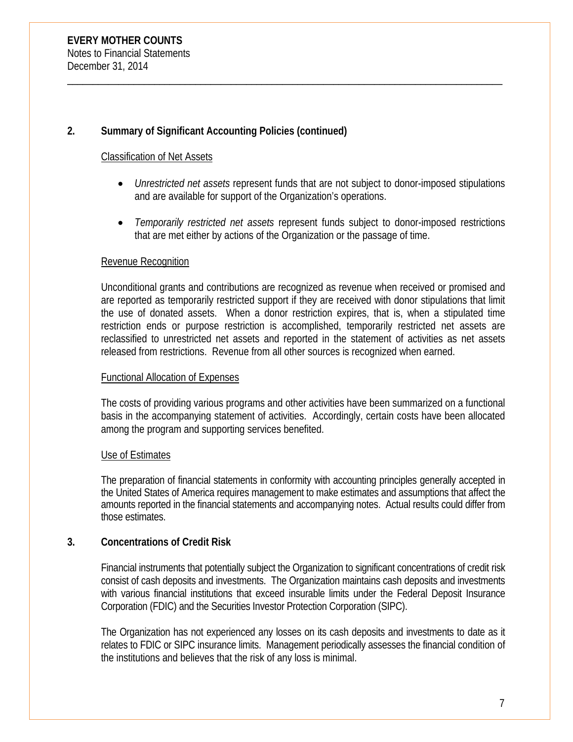## 2. Summary of Significant Accounting Policies (continued)

Classification of Net Assets

- *Unrestricted net assets* represent funds that are not subject to donor-imposed stipulations and are available for support of the Organization's operations.
- *Temporarily restricted net assets* represent funds subject to donor-imposed restrictions that are met either by actions of the Organization or the passage of time.

Revenue Recognition

Unconditional grants and contributions are recognized as revenue when received or promised and are reported as temporarily restricted support if they are received with donor stipulations that limit the use of donated assets. When a donor restriction expires, that is, when a stipulated time restriction ends or purpose restriction is accomplished, temporarily restricted net assets are reclassified to unrestricted net assets and reported in the statement of activities as net assets released from restrictions. Revenue from all other sources is recognized when earned.

Functional Allocation of Expenses

The costs of providing various programs and other activities have been summarized on a functional basis in the accompanying statement of activities. Accordingly, certain costs have been allocated among the program and supporting services benefited.

Use of Estimates

The preparation of financial statements in conformity with accounting principles generally accepted in the United States of America requires management to make estimates and assumptions that affect the amounts reported in the financial statements and accompanying notes. Actual results could differ from those estimates.

## 3. Concentrations of Credit Risk

Financial instruments that potentially subject the Organization to significant concentrations of credit risk consist of cash deposits and investments. The Organization maintains cash deposits and investments with various financial institutions that exceed insurable limits under the Federal Deposit Insurance Corporation (FDIC) and the Securities Investor Protection Corporation (SIPC).

The Organization has not experienced any losses on its cash deposits and investments to date as it relates to FDIC or SIPC insurance limits. Management periodically assesses the financial condition of the institutions and believes that the risk of any loss is minimal.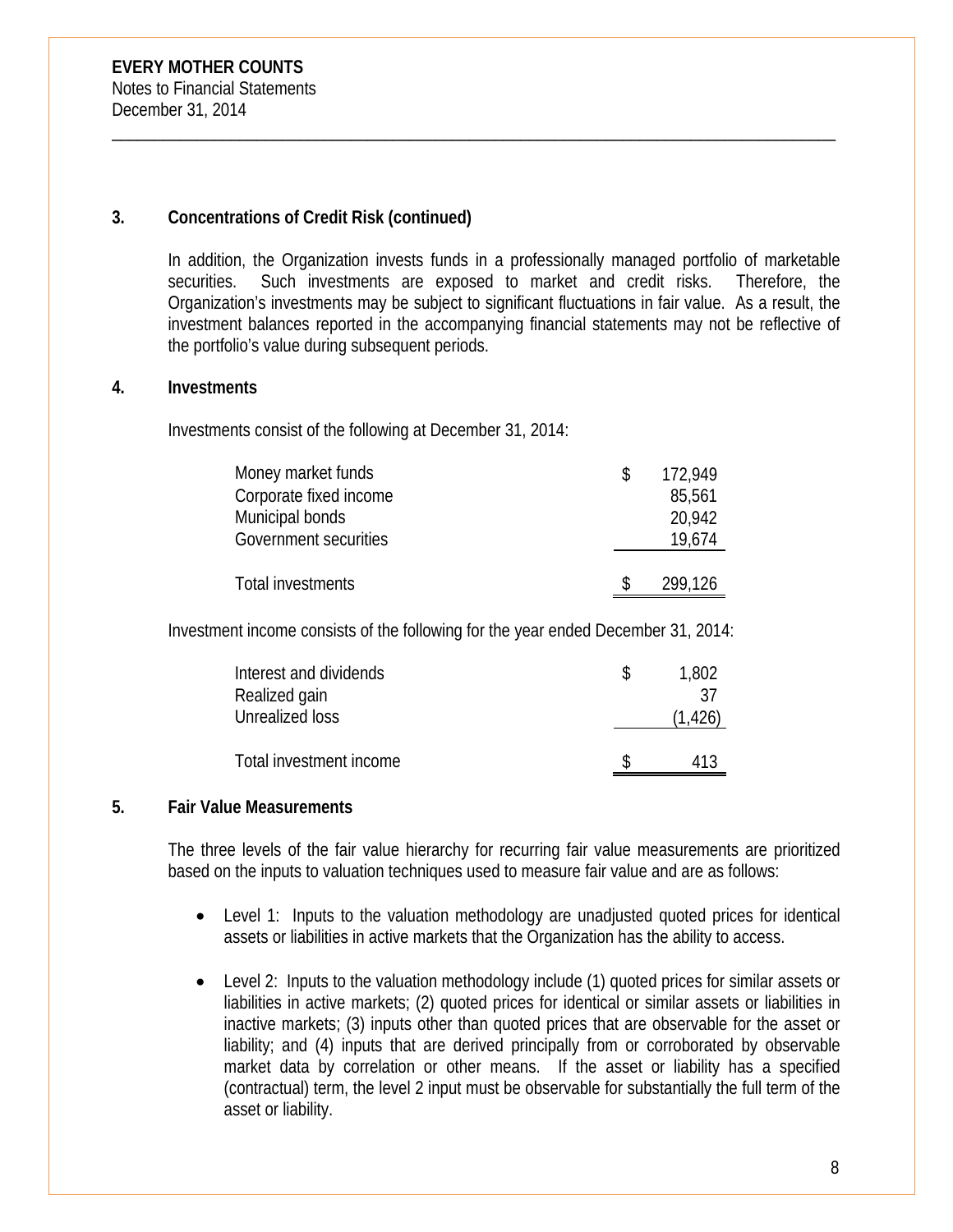## 3. Concentrations of Credit Risk (continued)

In addition, the Organization invests funds in a professionally managed portfolio of marketable securities. Such investments are exposed to market and credit risks. Therefore, the Organization's investments may be subject to significant fluctuations in fair value. As a result, the investment balances reported in the accompanying financial statements may not be reflective of the portfolio's value during subsequent periods.

## 4. Investments

Investments consist of the following at December 31, 2014:

| | |
|---|---|
| Money market funds | $ 172,949 |
| Corporate fixed income | 85,561 |
| Municipal bonds | 20,942 |
| Government securities | 19,674 |
| Total investments | $ 299,126 |

Investment income consists of the following for the year ended December 31, 2014:

| | |
|---|---|
| Interest and dividends | $ 1,802 |
| Realized gain | 37 |
| Unrealized loss | (1,426) |
| Total investment income | $ 413 |

## 5. Fair Value Measurements

The three levels of the fair value hierarchy for recurring fair value measurements are prioritized based on the inputs to valuation techniques used to measure fair value and are as follows:

- Level 1: Inputs to the valuation methodology are unadjusted quoted prices for identical assets or liabilities in active markets that the Organization has the ability to access.
- Level 2: Inputs to the valuation methodology include (1) quoted prices for similar assets or liabilities in active markets; (2) quoted prices for identical or similar assets or liabilities in inactive markets; (3) inputs other than quoted prices that are observable for the asset or liability; and (4) inputs that are derived principally from or corroborated by observable market data by correlation or other means. If the asset or liability has a specified (contractual) term, the level 2 input must be observable for substantially the full term of the asset or liability.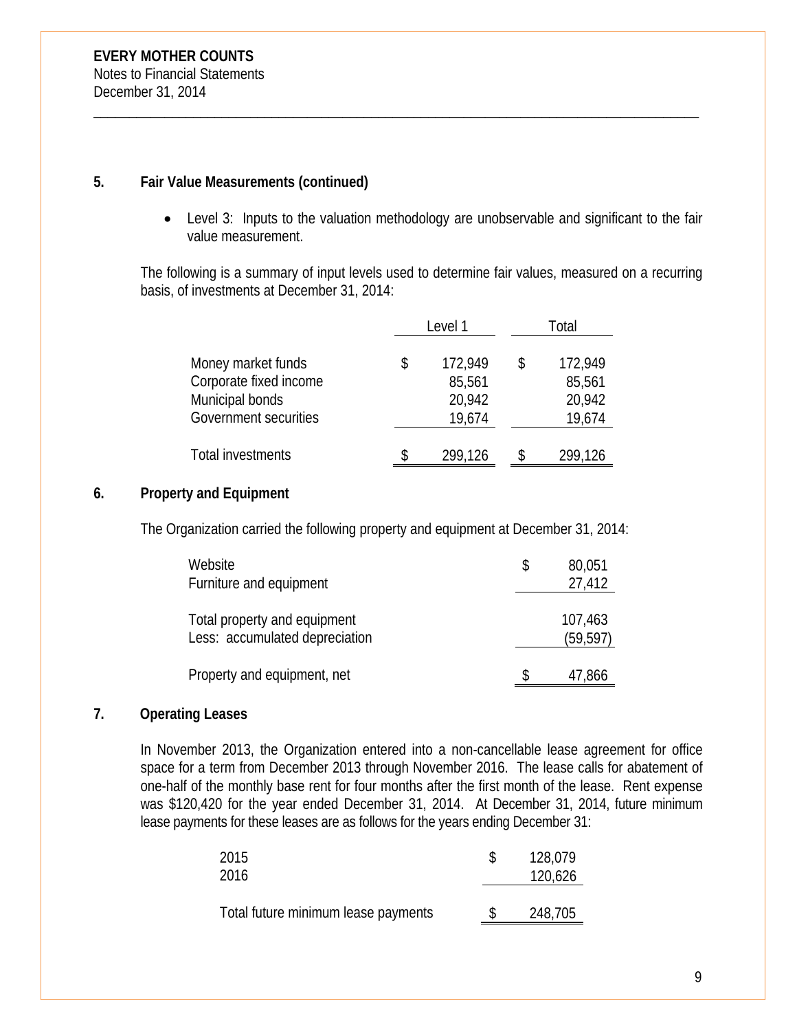**EVERY MOTHER COUNTS**
Notes to Financial Statements
December 31, 2014

## 5. Fair Value Measurements (continued)

- Level 3: Inputs to the valuation methodology are unobservable and significant to the fair value measurement.

The following is a summary of input levels used to determine fair values, measured on a recurring basis, of investments at December 31, 2014:

| | Level 1 | Total |
|---|---|---|
| Money market funds | $ 172,949 | $ 172,949 |
| Corporate fixed income | 85,561 | 85,561 |
| Municipal bonds | 20,942 | 20,942 |
| Government securities | 19,674 | 19,674 |
| Total investments | $ 299,126 | $ 299,126 |

## 6. Property and Equipment

The Organization carried the following property and equipment at December 31, 2014:

| | |
|---|---|
| Website | $ 80,051 |
| Furniture and equipment | 27,412 |
| Total property and equipment | 107,463 |
| Less: accumulated depreciation | (59,597) |
| Property and equipment, net | $ 47,866 |

## 7. Operating Leases

In November 2013, the Organization entered into a non-cancellable lease agreement for office space for a term from December 2013 through November 2016. The lease calls for abatement of one-half of the monthly base rent for four months after the first month of the lease. Rent expense was $120,420 for the year ended December 31, 2014. At December 31, 2014, future minimum lease payments for these leases are as follows for the years ending December 31:

| | |
|---|---|
| 2015 | $ 128,079 |
| 2016 | 120,626 |
| Total future minimum lease payments | $ 248,705 |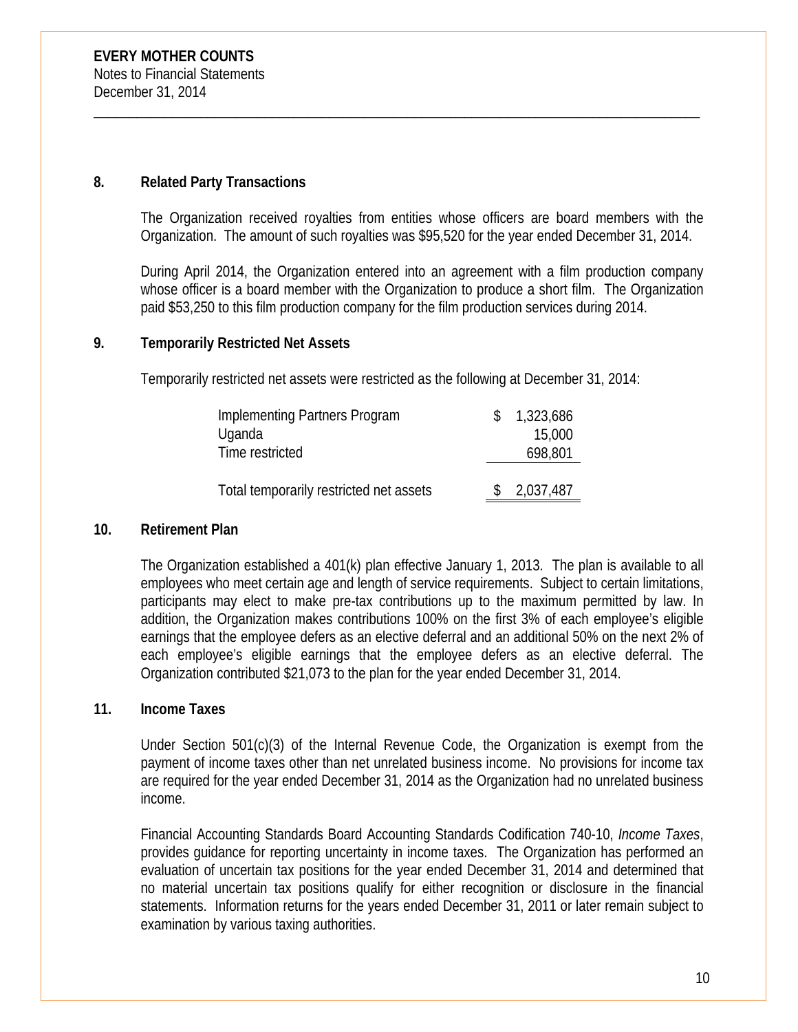**EVERY MOTHER COUNTS**
Notes to Financial Statements
December 31, 2014

## 8. Related Party Transactions

The Organization received royalties from entities whose officers are board members with the Organization. The amount of such royalties was $95,520 for the year ended December 31, 2014.

During April 2014, the Organization entered into an agreement with a film production company whose officer is a board member with the Organization to produce a short film. The Organization paid $53,250 to this film production company for the film production services during 2014.

## 9. Temporarily Restricted Net Assets

Temporarily restricted net assets were restricted as the following at December 31, 2014:

| | |
|---|---|
| Implementing Partners Program | $ 1,323,686 |
| Uganda | 15,000 |
| Time restricted | 698,801 |
| Total temporarily restricted net assets | $ 2,037,487 |

## 10. Retirement Plan

The Organization established a 401(k) plan effective January 1, 2013. The plan is available to all employees who meet certain age and length of service requirements. Subject to certain limitations, participants may elect to make pre-tax contributions up to the maximum permitted by law. In addition, the Organization makes contributions 100% on the first 3% of each employee's eligible earnings that the employee defers as an elective deferral and an additional 50% on the next 2% of each employee's eligible earnings that the employee defers as an elective deferral. The Organization contributed $21,073 to the plan for the year ended December 31, 2014.

## 11. Income Taxes

Under Section 501(c)(3) of the Internal Revenue Code, the Organization is exempt from the payment of income taxes other than net unrelated business income. No provisions for income tax are required for the year ended December 31, 2014 as the Organization had no unrelated business income.

Financial Accounting Standards Board Accounting Standards Codification 740-10, *Income Taxes*, provides guidance for reporting uncertainty in income taxes. The Organization has performed an evaluation of uncertain tax positions for the year ended December 31, 2014 and determined that no material uncertain tax positions qualify for either recognition or disclosure in the financial statements. Information returns for the years ended December 31, 2011 or later remain subject to examination by various taxing authorities.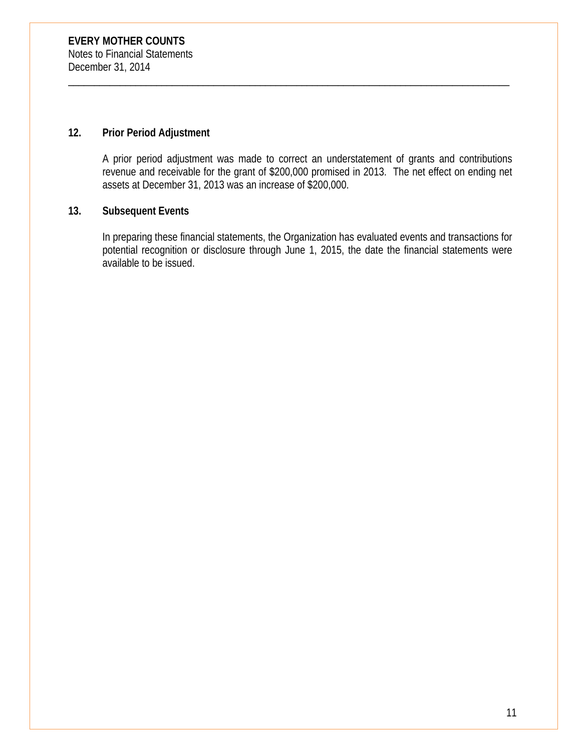## 12. Prior Period Adjustment

A prior period adjustment was made to correct an understatement of grants and contributions revenue and receivable for the grant of $200,000 promised in 2013. The net effect on ending net assets at December 31, 2013 was an increase of $200,000.

## 13. Subsequent Events

In preparing these financial statements, the Organization has evaluated events and transactions for potential recognition or disclosure through June 1, 2015, the date the financial statements were available to be issued.